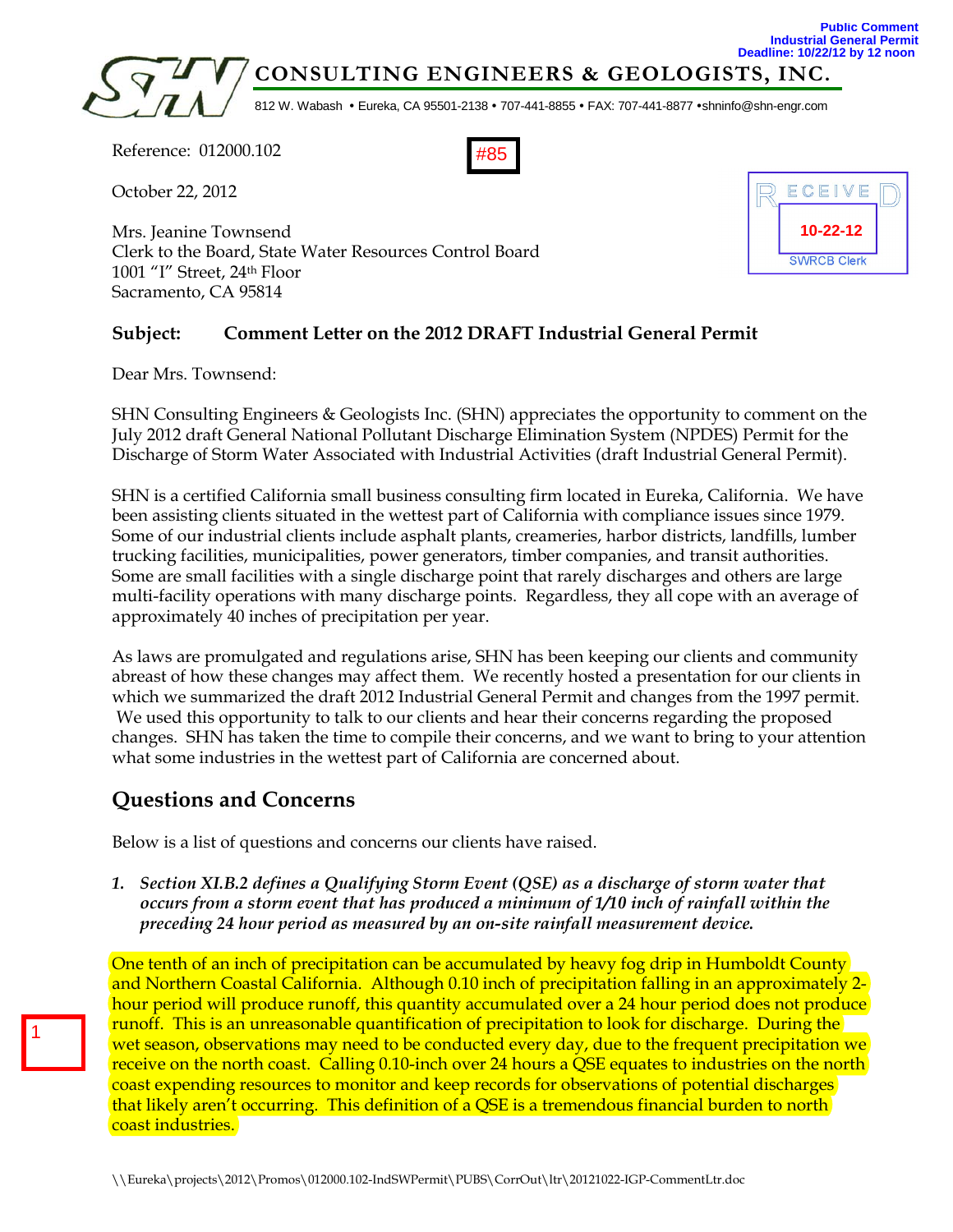Public Comment
Industrial General Permit
Deadline: 10/22/12 by 12 noon

**CONSULTING ENGINEERS & GEOLOGISTS, INC.**

812 W. Wabash • Eureka, CA 95501-2138 • 707-441-8855 • FAX: 707-441-8877 •shninfo@shn-engr.com

#85

RECEIVED
10-22-12
SWRCB Clerk

Reference: 012000.102

October 22, 2012

Mrs. Jeanine Townsend
Clerk to the Board, State Water Resources Control Board
1001 "I" Street, 24th Floor
Sacramento, CA 95814

**Subject: Comment Letter on the 2012 DRAFT Industrial General Permit**

Dear Mrs. Townsend:

SHN Consulting Engineers & Geologists Inc. (SHN) appreciates the opportunity to comment on the July 2012 draft General National Pollutant Discharge Elimination System (NPDES) Permit for the Discharge of Storm Water Associated with Industrial Activities (draft Industrial General Permit).

SHN is a certified California small business consulting firm located in Eureka, California. We have been assisting clients situated in the wettest part of California with compliance issues since 1979. Some of our industrial clients include asphalt plants, creameries, harbor districts, landfills, lumber trucking facilities, municipalities, power generators, timber companies, and transit authorities. Some are small facilities with a single discharge point that rarely discharges and others are large multi-facility operations with many discharge points. Regardless, they all cope with an average of approximately 40 inches of precipitation per year.

As laws are promulgated and regulations arise, SHN has been keeping our clients and community abreast of how these changes may affect them. We recently hosted a presentation for our clients in which we summarized the draft 2012 Industrial General Permit and changes from the 1997 permit. We used this opportunity to talk to our clients and hear their concerns regarding the proposed changes. SHN has taken the time to compile their concerns, and we want to bring to your attention what some industries in the wettest part of California are concerned about.

## Questions and Concerns

Below is a list of questions and concerns our clients have raised.

1. ***Section XI.B.2 defines a Qualifying Storm Event (QSE) as a discharge of storm water that occurs from a storm event that has produced a minimum of 1/10 inch of rainfall within the preceding 24 hour period as measured by an on-site rainfall measurement device.***

1

One tenth of an inch of precipitation can be accumulated by heavy fog drip in Humboldt County and Northern Coastal California. Although 0.10 inch of precipitation falling in an approximately 2-hour period will produce runoff, this quantity accumulated over a 24 hour period does not produce runoff. This is an unreasonable quantification of precipitation to look for discharge. During the wet season, observations may need to be conducted every day, due to the frequent precipitation we receive on the north coast. Calling 0.10-inch over 24 hours a QSE equates to industries on the north coast expending resources to monitor and keep records for observations of potential discharges that likely aren't occurring. This definition of a QSE is a tremendous financial burden to north coast industries.

\\Eureka\projects\2012\Promos\012000.102-IndSWPermit\PUBS\CorrOut\ltr\20121022-IGP-CommentLtr.doc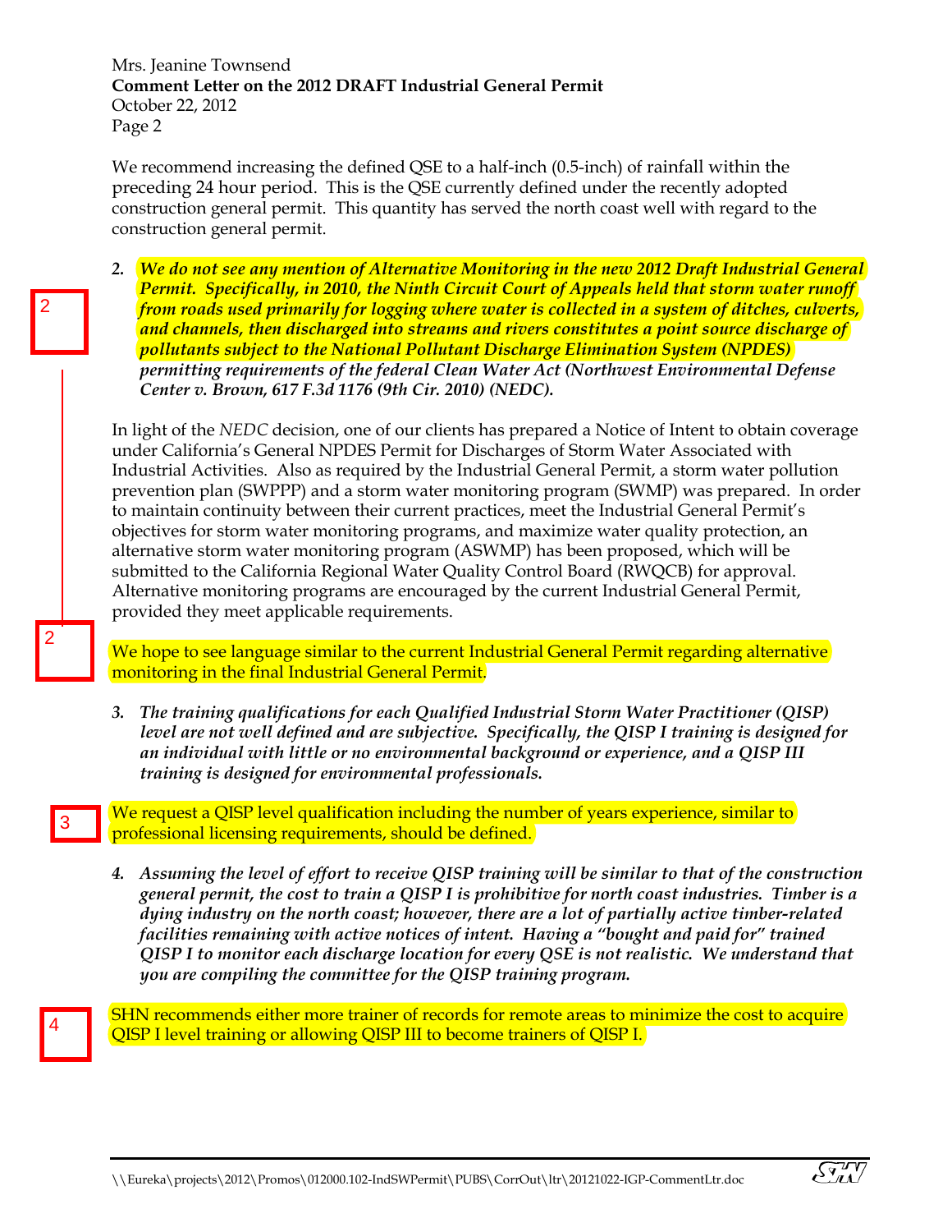We recommend increasing the defined QSE to a half-inch (0.5-inch) of rainfall within the preceding 24 hour period. This is the QSE currently defined under the recently adopted construction general permit. This quantity has served the north coast well with regard to the construction general permit.

2 

2. ***We do not see any mention of Alternative Monitoring in the new 2012 Draft Industrial General Permit. Specifically, in 2010, the Ninth Circuit Court of Appeals held that storm water runoff from roads used primarily for logging where water is collected in a system of ditches, culverts, and channels, then discharged into streams and rivers constitutes a point source discharge of pollutants subject to the National Pollutant Discharge Elimination System (NPDES) permitting requirements of the federal Clean Water Act (Northwest Environmental Defense Center v. Brown, 617 F.3d 1176 (9th Cir. 2010) (NEDC).***

In light of the *NEDC* decision, one of our clients has prepared a Notice of Intent to obtain coverage under California's General NPDES Permit for Discharges of Storm Water Associated with Industrial Activities. Also as required by the Industrial General Permit, a storm water pollution prevention plan (SWPPP) and a storm water monitoring program (SWMP) was prepared. In order to maintain continuity between their current practices, meet the Industrial General Permit's objectives for storm water monitoring programs, and maximize water quality protection, an alternative storm water monitoring program (ASWMP) has been proposed, which will be submitted to the California Regional Water Quality Control Board (RWQCB) for approval. Alternative monitoring programs are encouraged by the current Industrial General Permit, provided they meet applicable requirements.

2

We hope to see language similar to the current Industrial General Permit regarding alternative monitoring in the final Industrial General Permit.

3. ***The training qualifications for each Qualified Industrial Storm Water Practitioner (QISP) level are not well defined and are subjective. Specifically, the QISP I training is designed for an individual with little or no environmental background or experience, and a QISP III training is designed for environmental professionals.***

3

We request a QISP level qualification including the number of years experience, similar to professional licensing requirements, should be defined.

4. ***Assuming the level of effort to receive QISP training will be similar to that of the construction general permit, the cost to train a QISP I is prohibitive for north coast industries. Timber is a dying industry on the north coast; however, there are a lot of partially active timber-related facilities remaining with active notices of intent. Having a "bought and paid for" trained QISP I to monitor each discharge location for every QSE is not realistic. We understand that you are compiling the committee for the QISP training program.***

4

SHN recommends either more trainer of records for remote areas to minimize the cost to acquire QISP I level training or allowing QISP III to become trainers of QISP I.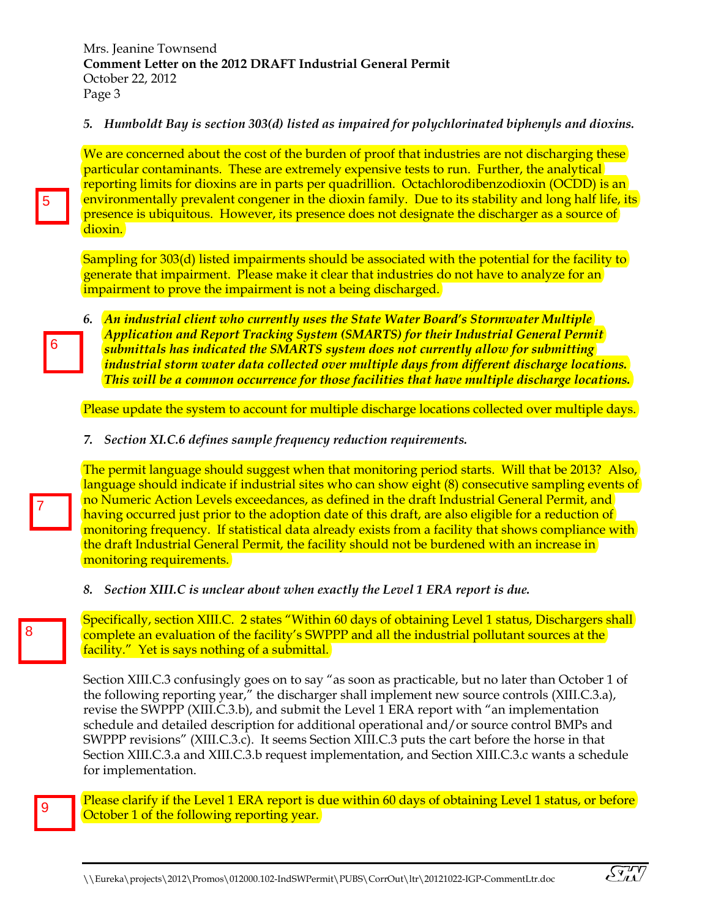5. ***Humboldt Bay is section 303(d) listed as impaired for polychlorinated biphenyls and dioxins.***

5

We are concerned about the cost of the burden of proof that industries are not discharging these particular contaminants. These are extremely expensive tests to run. Further, the analytical reporting limits for dioxins are in parts per quadrillion. Octachlorodibenzodioxin (OCDD) is an environmentally prevalent congener in the dioxin family. Due to its stability and long half life, its presence is ubiquitous. However, its presence does not designate the discharger as a source of dioxin.

Sampling for 303(d) listed impairments should be associated with the potential for the facility to generate that impairment. Please make it clear that industries do not have to analyze for an impairment to prove the impairment is not a being discharged.

6

6. ***An industrial client who currently uses the State Water Board's Stormwater Multiple Application and Report Tracking System (SMARTS) for their Industrial General Permit submittals has indicated the SMARTS system does not currently allow for submitting industrial storm water data collected over multiple days from different discharge locations. This will be a common occurrence for those facilities that have multiple discharge locations.***

Please update the system to account for multiple discharge locations collected over multiple days.

7. ***Section XI.C.6 defines sample frequency reduction requirements.***

7

The permit language should suggest when that monitoring period starts. Will that be 2013? Also, language should indicate if industrial sites who can show eight (8) consecutive sampling events of no Numeric Action Levels exceedances, as defined in the draft Industrial General Permit, and having occurred just prior to the adoption date of this draft, are also eligible for a reduction of monitoring frequency. If statistical data already exists from a facility that shows compliance with the draft Industrial General Permit, the facility should not be burdened with an increase in monitoring requirements.

8. ***Section XIII.C is unclear about when exactly the Level 1 ERA report is due.***

8

Specifically, section XIII.C. 2 states "Within 60 days of obtaining Level 1 status, Dischargers shall complete an evaluation of the facility's SWPPP and all the industrial pollutant sources at the facility." Yet is says nothing of a submittal.

Section XIII.C.3 confusingly goes on to say "as soon as practicable, but no later than October 1 of the following reporting year," the discharger shall implement new source controls (XIII.C.3.a), revise the SWPPP (XIII.C.3.b), and submit the Level 1 ERA report with "an implementation schedule and detailed description for additional operational and/or source control BMPs and SWPPP revisions" (XIII.C.3.c). It seems Section XIII.C.3 puts the cart before the horse in that Section XIII.C.3.a and XIII.C.3.b request implementation, and Section XIII.C.3.c wants a schedule for implementation.

9

Please clarify if the Level 1 ERA report is due within 60 days of obtaining Level 1 status, or before October 1 of the following reporting year.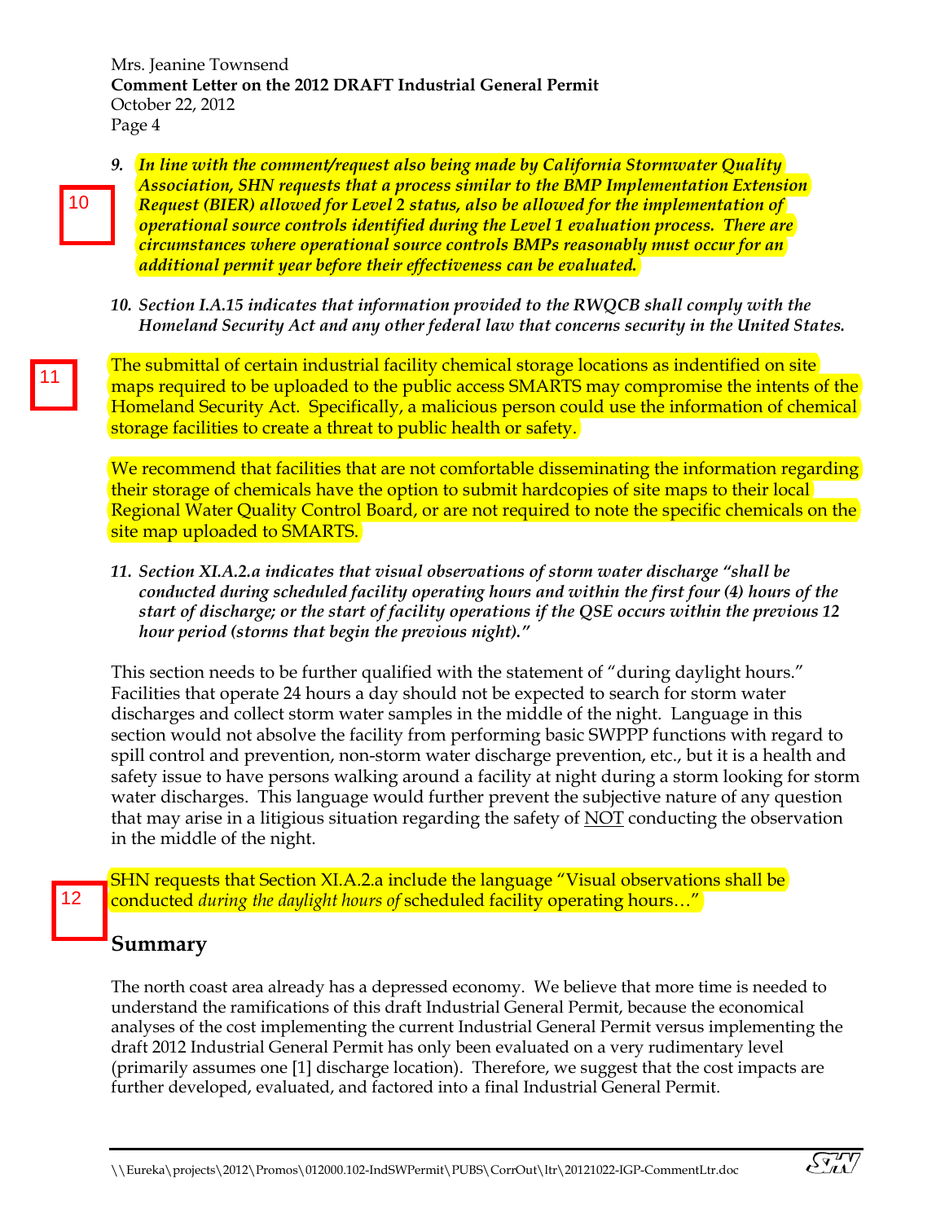*9. **In line with the comment/request also being made by California Stormwater Quality Association, SHN requests that a process similar to the BMP Implementation Extension Request (BIER) allowed for Level 2 status, also be allowed for the implementation of operational source controls identified during the Level 1 evaluation process. There are circumstances where operational source controls BMPs reasonably must occur for an additional permit year before their effectiveness can be evaluated.***

10

*10. **Section I.A.15 indicates that information provided to the RWQCB shall comply with the Homeland Security Act and any other federal law that concerns security in the United States.***

11

The submittal of certain industrial facility chemical storage locations as indentified on site maps required to be uploaded to the public access SMARTS may compromise the intents of the Homeland Security Act. Specifically, a malicious person could use the information of chemical storage facilities to create a threat to public health or safety.

We recommend that facilities that are not comfortable disseminating the information regarding their storage of chemicals have the option to submit hardcopies of site maps to their local Regional Water Quality Control Board, or are not required to note the specific chemicals on the site map uploaded to SMARTS.

*11. **Section XI.A.2.a indicates that visual observations of storm water discharge "shall be conducted during scheduled facility operating hours and within the first four (4) hours of the start of discharge; or the start of facility operations if the QSE occurs within the previous 12 hour period (storms that begin the previous night)."***

This section needs to be further qualified with the statement of "during daylight hours." Facilities that operate 24 hours a day should not be expected to search for storm water discharges and collect storm water samples in the middle of the night. Language in this section would not absolve the facility from performing basic SWPPP functions with regard to spill control and prevention, non-storm water discharge prevention, etc., but it is a health and safety issue to have persons walking around a facility at night during a storm looking for storm water discharges. This language would further prevent the subjective nature of any question that may arise in a litigious situation regarding the safety of <u>NOT</u> conducting the observation in the middle of the night.

12

SHN requests that Section XI.A.2.a include the language "Visual observations shall be conducted *during the daylight hours of* scheduled facility operating hours…"

## Summary

The north coast area already has a depressed economy. We believe that more time is needed to understand the ramifications of this draft Industrial General Permit, because the economical analyses of the cost implementing the current Industrial General Permit versus implementing the draft 2012 Industrial General Permit has only been evaluated on a very rudimentary level (primarily assumes one [1] discharge location). Therefore, we suggest that the cost impacts are further developed, evaluated, and factored into a final Industrial General Permit.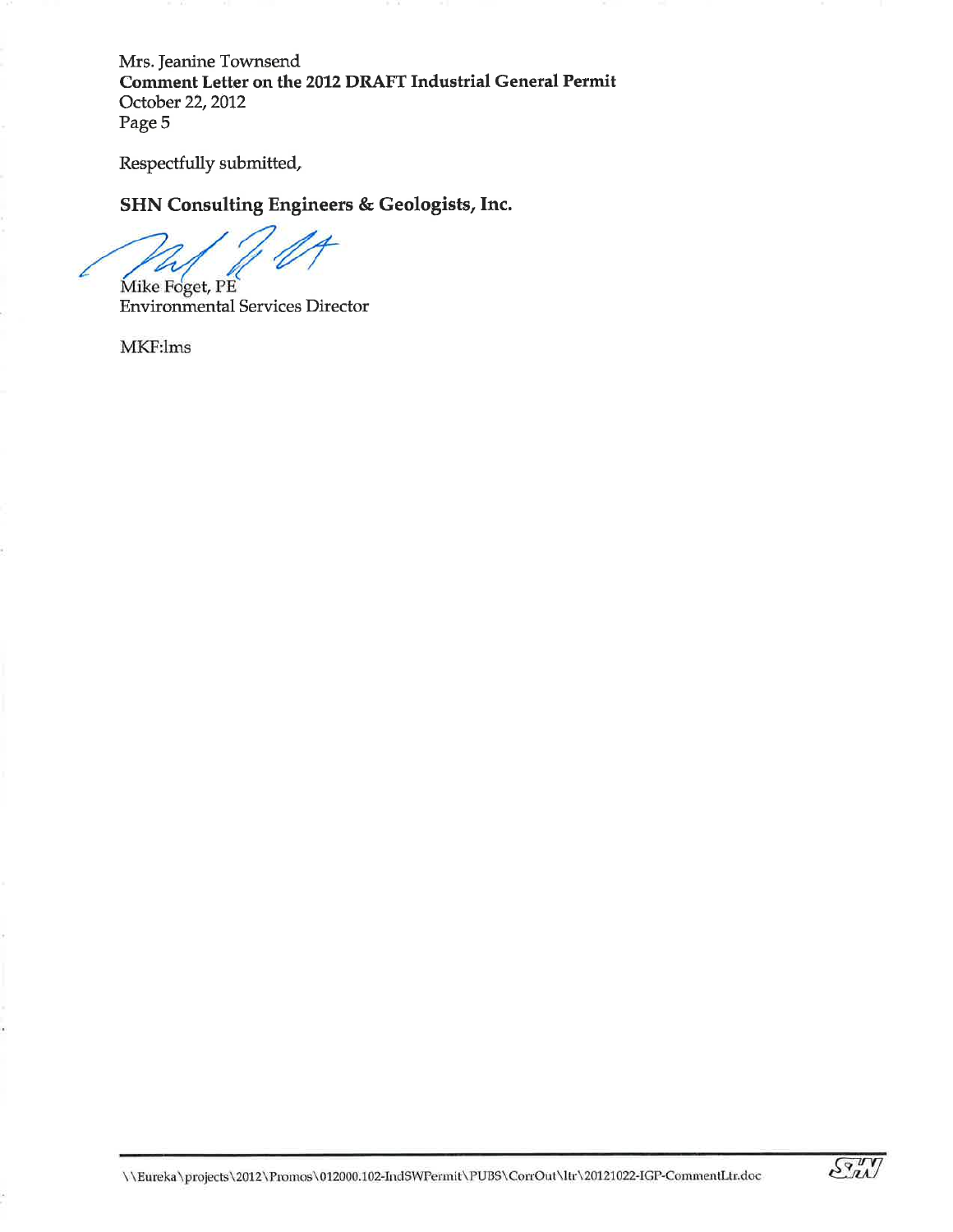Respectfully submitted,

**SHN Consulting Engineers & Geologists, Inc.**

Mike Foget, PE
Environmental Services Director

MKF:lms